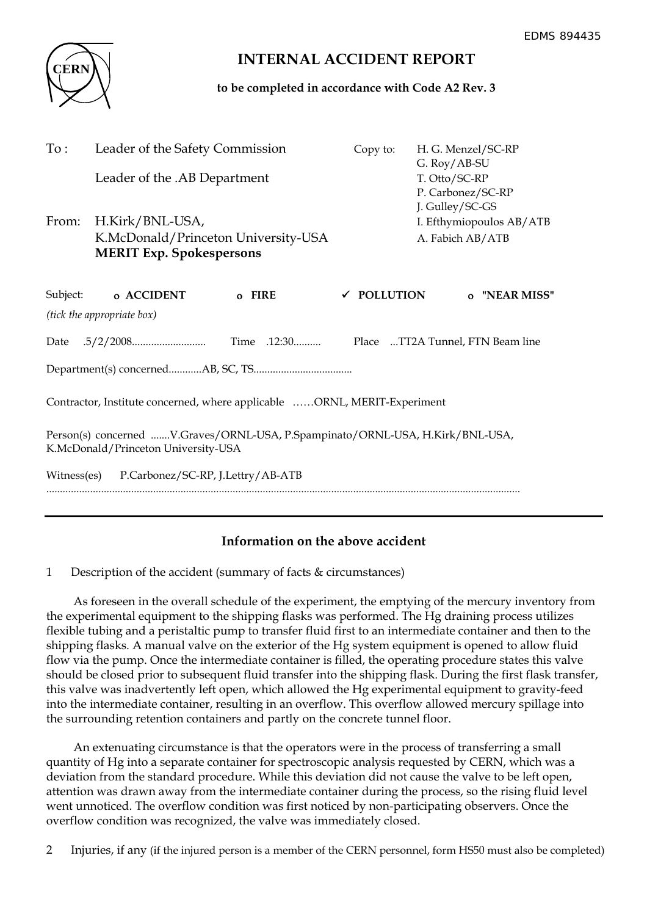EDMS 894435

CERN

# INTERNAL ACCIDENT REPORT

**to be completed in accordance with Code A2 Rev. 3**

To : Leader of the Safety Commission

Leader of the .AB Department

Copy to: H. G. Menzel/SC-RP
G. Roy/AB-SU
T. Otto/SC-RP
P. Carbonez/SC-RP
J. Gulley/SC-GS
I. Efthymiopoulos AB/ATB
A. Fabich AB/ATB

From: H.Kirk/BNL-USA,
K.McDonald/Princeton University-USA
**MERIT Exp. Spokespersons**

Subject: o **ACCIDENT** o **FIRE** ✓ **POLLUTION** o **"NEAR MISS"**

*(tick the appropriate box)*

Date .5/2/2008.......................... Time .12:30.......... Place ...TT2A Tunnel, FTN Beam line

Department(s) concerned............AB, SC, TS...................................

Contractor, Institute concerned, where applicable ……ORNL, MERIT-Experiment

Person(s) concerned .......V.Graves/ORNL-USA, P.Spampinato/ORNL-USA, H.Kirk/BNL-USA, K.McDonald/Princeton University-USA

Witness(es) P.Carbonez/SC-RP, J.Lettry/AB-ATB

.........................................................................................................................................................

---

## Information on the above accident

1 Description of the accident (summary of facts & circumstances)

As foreseen in the overall schedule of the experiment, the emptying of the mercury inventory from the experimental equipment to the shipping flasks was performed. The Hg draining process utilizes flexible tubing and a peristaltic pump to transfer fluid first to an intermediate container and then to the shipping flasks. A manual valve on the exterior of the Hg system equipment is opened to allow fluid flow via the pump. Once the intermediate container is filled, the operating procedure states this valve should be closed prior to subsequent fluid transfer into the shipping flask. During the first flask transfer, this valve was inadvertently left open, which allowed the Hg experimental equipment to gravity-feed into the intermediate container, resulting in an overflow. This overflow allowed mercury spillage into the surrounding retention containers and partly on the concrete tunnel floor.

An extenuating circumstance is that the operators were in the process of transferring a small quantity of Hg into a separate container for spectroscopic analysis requested by CERN, which was a deviation from the standard procedure. While this deviation did not cause the valve to be left open, attention was drawn away from the intermediate container during the process, so the rising fluid level went unnoticed. The overflow condition was first noticed by non-participating observers. Once the overflow condition was recognized, the valve was immediately closed.

2 Injuries, if any (if the injured person is a member of the CERN personnel, form HS50 must also be completed)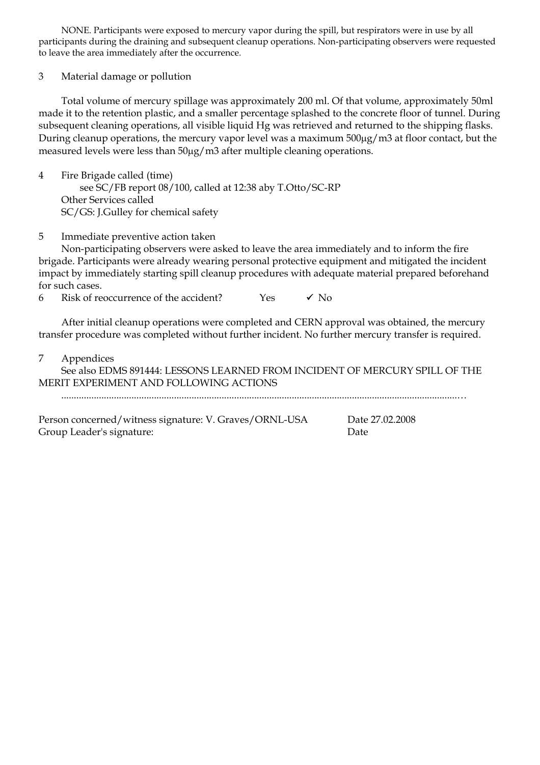NONE. Participants were exposed to mercury vapor during the spill, but respirators were in use by all participants during the draining and subsequent cleanup operations. Non-participating observers were requested to leave the area immediately after the occurrence.

3 Material damage or pollution

Total volume of mercury spillage was approximately 200 ml. Of that volume, approximately 50ml made it to the retention plastic, and a smaller percentage splashed to the concrete floor of tunnel. During subsequent cleaning operations, all visible liquid Hg was retrieved and returned to the shipping flasks. During cleanup operations, the mercury vapor level was a maximum 500μg/m3 at floor contact, but the measured levels were less than 50μg/m3 after multiple cleaning operations.

4 Fire Brigade called (time)
see SC/FB report 08/100, called at 12:38 aby T.Otto/SC-RP
Other Services called
SC/GS: J.Gulley for chemical safety

5 Immediate preventive action taken
Non-participating observers were asked to leave the area immediately and to inform the fire brigade. Participants were already wearing personal protective equipment and mitigated the incident impact by immediately starting spill cleanup procedures with adequate material prepared beforehand for such cases.

6 Risk of reoccurrence of the accident? Yes ✓ No

After initial cleanup operations were completed and CERN approval was obtained, the mercury transfer procedure was completed without further incident. No further mercury transfer is required.

7 Appendices
See also EDMS 891444: LESSONS LEARNED FROM INCIDENT OF MERCURY SPILL OF THE MERIT EXPERIMENT AND FOLLOWING ACTIONS
..........................................................................................................................................................…

Person concerned/witness signature: V. Graves/ORNL-USA Date 27.02.2008
Group Leader's signature: Date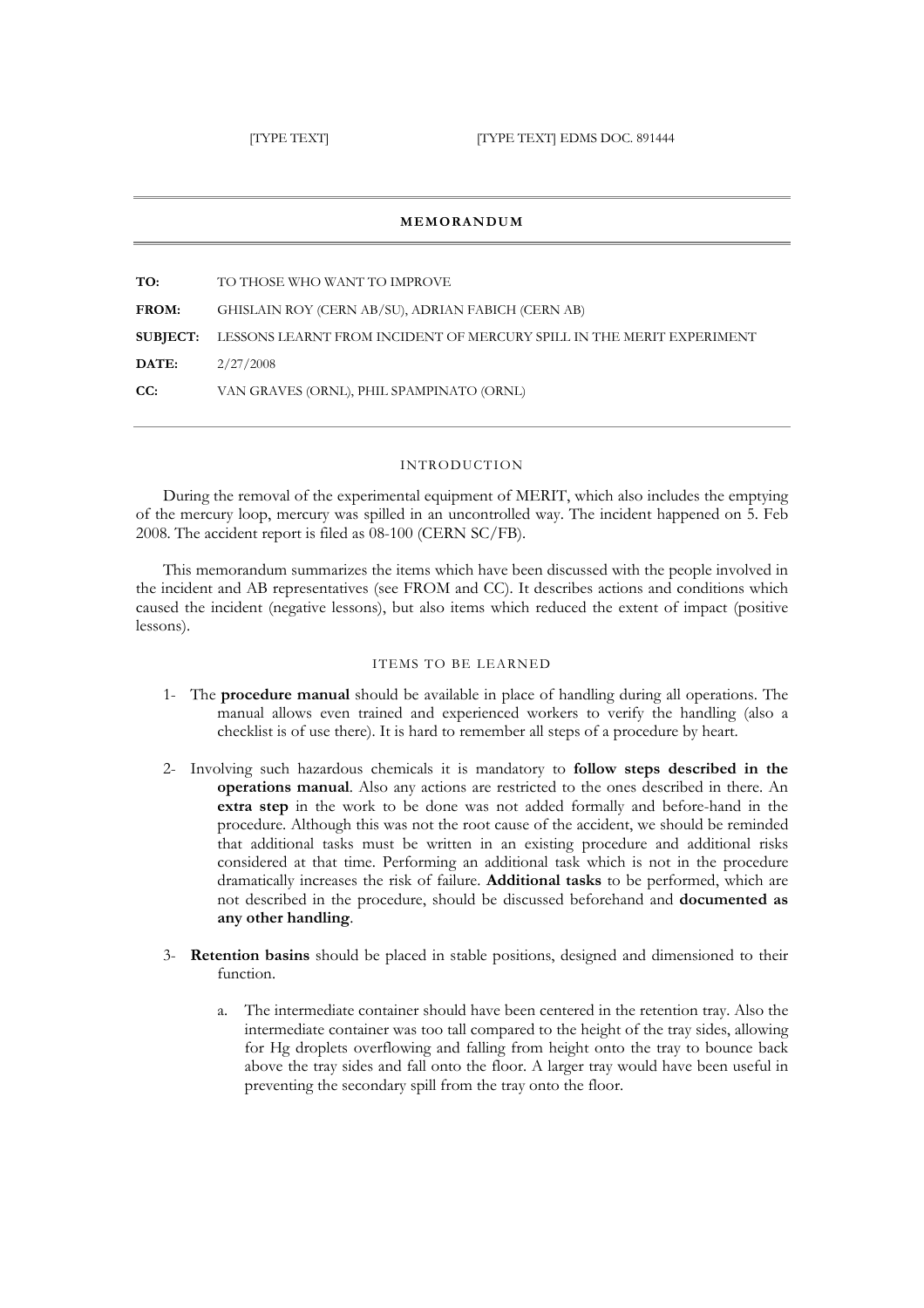## MEMORANDUM

**TO:** TO THOSE WHO WANT TO IMPROVE

**FROM:** GHISLAIN ROY (CERN AB/SU), ADRIAN FABICH (CERN AB)

**SUBJECT:** LESSONS LEARNT FROM INCIDENT OF MERCURY SPILL IN THE MERIT EXPERIMENT

**DATE:** 2/27/2008

**CC:** VAN GRAVES (ORNL), PHIL SPAMPINATO (ORNL)

### INTRODUCTION

During the removal of the experimental equipment of MERIT, which also includes the emptying of the mercury loop, mercury was spilled in an uncontrolled way. The incident happened on 5. Feb 2008. The accident report is filed as 08-100 (CERN SC/FB).

This memorandum summarizes the items which have been discussed with the people involved in the incident and AB representatives (see FROM and CC). It describes actions and conditions which caused the incident (negative lessons), but also items which reduced the extent of impact (positive lessons).

### ITEMS TO BE LEARNED

1- The **procedure manual** should be available in place of handling during all operations. The manual allows even trained and experienced workers to verify the handling (also a checklist is of use there). It is hard to remember all steps of a procedure by heart.

2- Involving such hazardous chemicals it is mandatory to **follow steps described in the operations manual**. Also any actions are restricted to the ones described in there. An **extra step** in the work to be done was not added formally and before-hand in the procedure. Although this was not the root cause of the accident, we should be reminded that additional tasks must be written in an existing procedure and additional risks considered at that time. Performing an additional task which is not in the procedure dramatically increases the risk of failure. **Additional tasks** to be performed, which are not described in the procedure, should be discussed beforehand and **documented as any other handling**.

3- **Retention basins** should be placed in stable positions, designed and dimensioned to their function.

   a. The intermediate container should have been centered in the retention tray. Also the intermediate container was too tall compared to the height of the tray sides, allowing for Hg droplets overflowing and falling from height onto the tray to bounce back above the tray sides and fall onto the floor. A larger tray would have been useful in preventing the secondary spill from the tray onto the floor.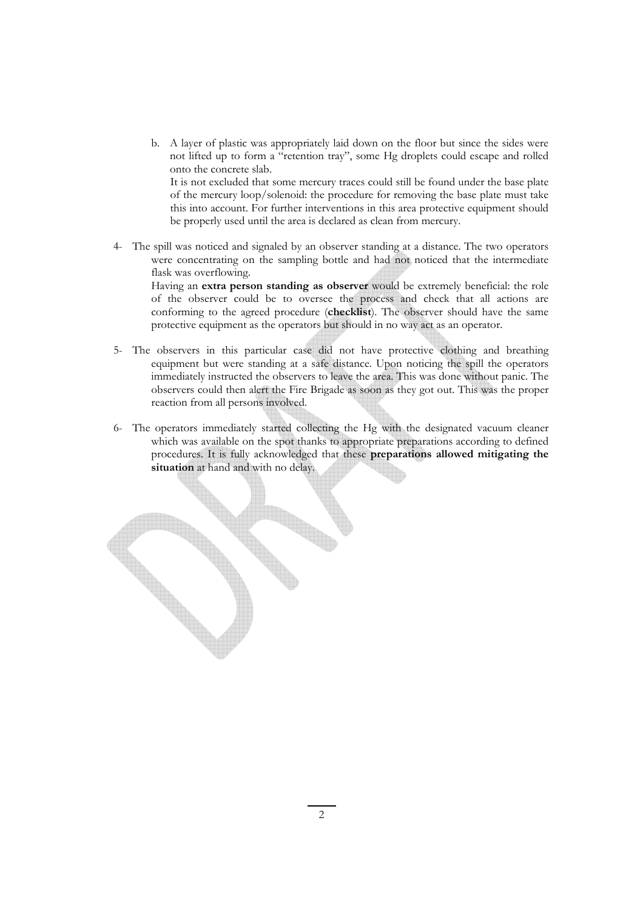b. A layer of plastic was appropriately laid down on the floor but since the sides were not lifted up to form a "retention tray", some Hg droplets could escape and rolled onto the concrete slab.

   It is not excluded that some mercury traces could still be found under the base plate of the mercury loop/solenoid: the procedure for removing the base plate must take this into account. For further interventions in this area protective equipment should be properly used until the area is declared as clean from mercury.

4- The spill was noticed and signaled by an observer standing at a distance. The two operators were concentrating on the sampling bottle and had not noticed that the intermediate flask was overflowing.

   Having an **extra person standing as observer** would be extremely beneficial: the role of the observer could be to oversee the process and check that all actions are conforming to the agreed procedure (**checklist**). The observer should have the same protective equipment as the operators but should in no way act as an operator.

5- The observers in this particular case did not have protective clothing and breathing equipment but were standing at a safe distance. Upon noticing the spill the operators immediately instructed the observers to leave the area. This was done without panic. The observers could then alert the Fire Brigade as soon as they got out. This was the proper reaction from all persons involved.

6- The operators immediately started collecting the Hg with the designated vacuum cleaner which was available on the spot thanks to appropriate preparations according to defined procedures. It is fully acknowledged that these **preparations allowed mitigating the situation** at hand and with no delay.